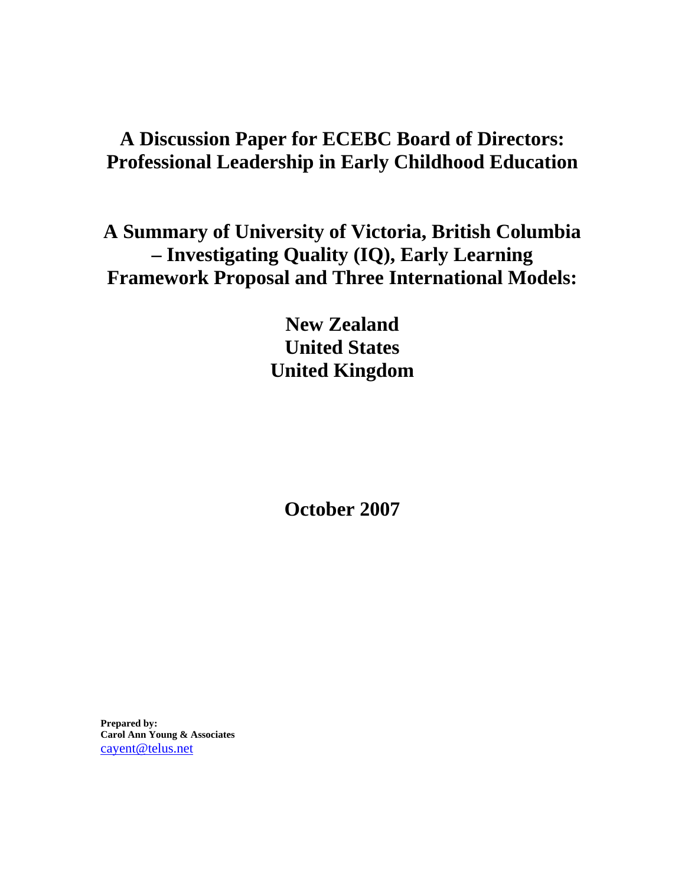# A Discussion Paper for ECEBC Board of Directors: Professional Leadership in Early Childhood Education

## A Summary of University of Victoria, British Columbia – Investigating Quality (IQ), Early Learning Framework Proposal and Three International Models:

## New Zealand
## United States
## United Kingdom

## October 2007

**Prepared by:**
**Carol Ann Young & Associates**
cayent@telus.net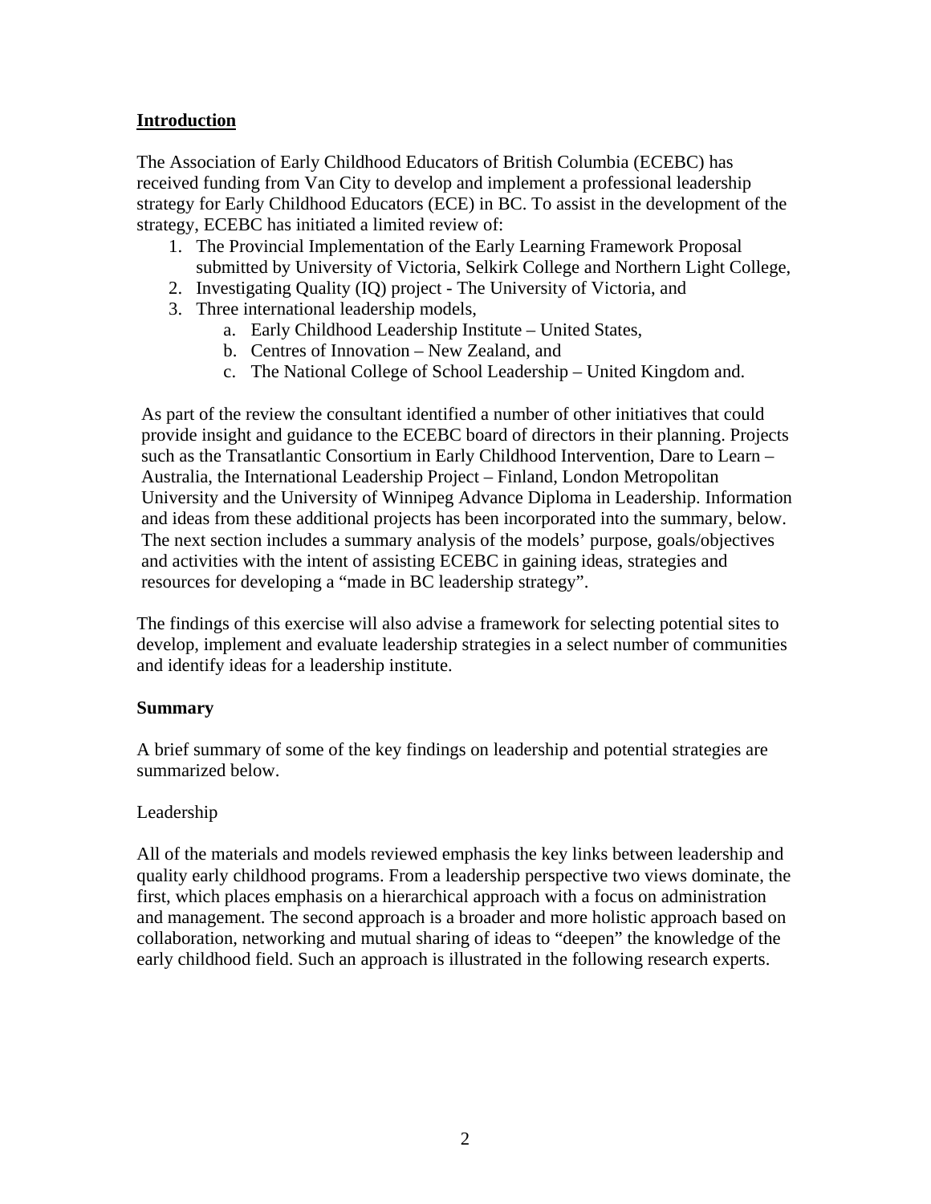## Introduction

The Association of Early Childhood Educators of British Columbia (ECEBC) has received funding from Van City to develop and implement a professional leadership strategy for Early Childhood Educators (ECE) in BC. To assist in the development of the strategy, ECEBC has initiated a limited review of:

1. The Provincial Implementation of the Early Learning Framework Proposal submitted by University of Victoria, Selkirk College and Northern Light College,
2. Investigating Quality (IQ) project - The University of Victoria, and
3. Three international leadership models,
   a. Early Childhood Leadership Institute – United States,
   b. Centres of Innovation – New Zealand, and
   c. The National College of School Leadership – United Kingdom and.

As part of the review the consultant identified a number of other initiatives that could provide insight and guidance to the ECEBC board of directors in their planning. Projects such as the Transatlantic Consortium in Early Childhood Intervention, Dare to Learn – Australia, the International Leadership Project – Finland, London Metropolitan University and the University of Winnipeg Advance Diploma in Leadership. Information and ideas from these additional projects has been incorporated into the summary, below. The next section includes a summary analysis of the models' purpose, goals/objectives and activities with the intent of assisting ECEBC in gaining ideas, strategies and resources for developing a "made in BC leadership strategy".

The findings of this exercise will also advise a framework for selecting potential sites to develop, implement and evaluate leadership strategies in a select number of communities and identify ideas for a leadership institute.

### Summary

A brief summary of some of the key findings on leadership and potential strategies are summarized below.

Leadership

All of the materials and models reviewed emphasis the key links between leadership and quality early childhood programs. From a leadership perspective two views dominate, the first, which places emphasis on a hierarchical approach with a focus on administration and management. The second approach is a broader and more holistic approach based on collaboration, networking and mutual sharing of ideas to "deepen" the knowledge of the early childhood field. Such an approach is illustrated in the following research experts.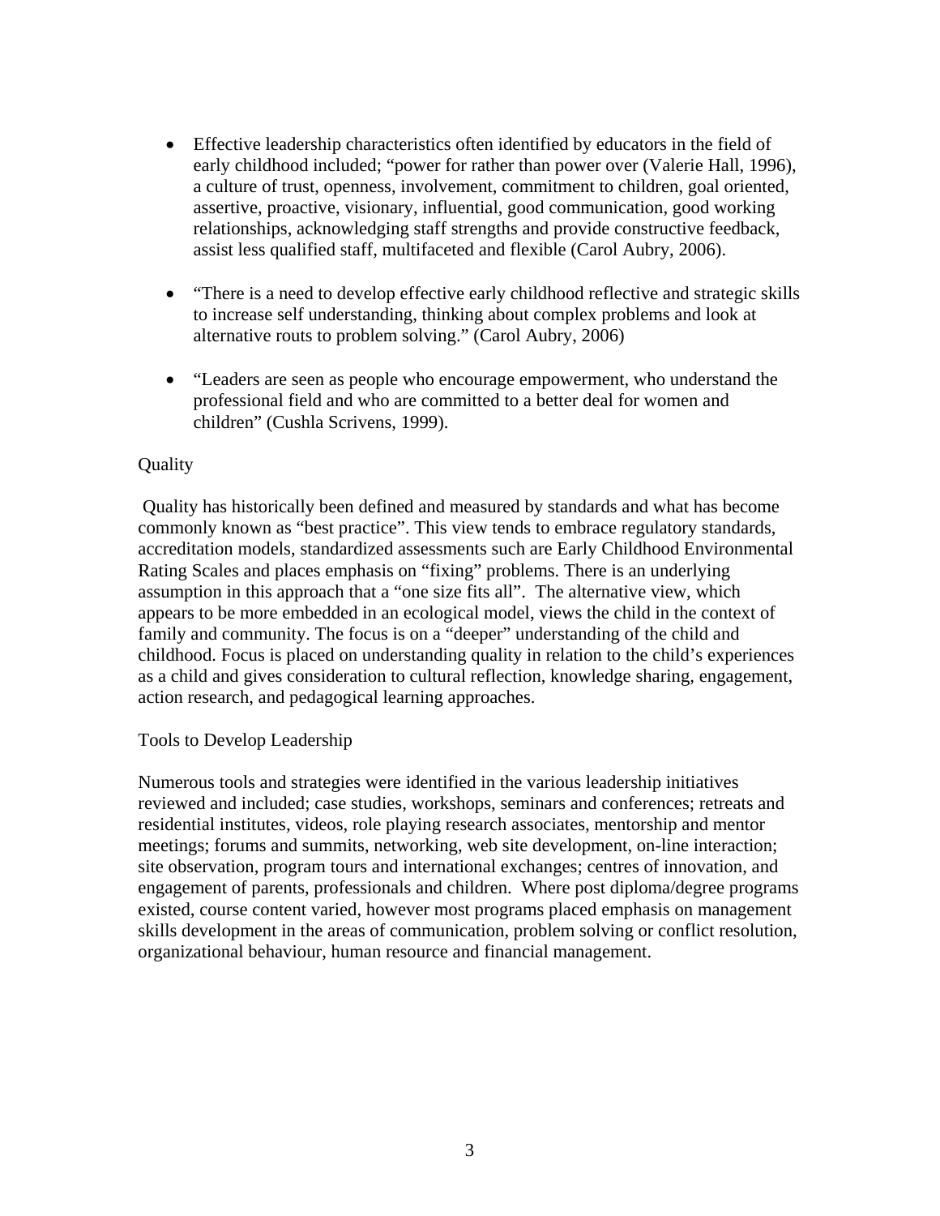- Effective leadership characteristics often identified by educators in the field of early childhood included; "power for rather than power over (Valerie Hall, 1996), a culture of trust, openness, involvement, commitment to children, goal oriented, assertive, proactive, visionary, influential, good communication, good working relationships, acknowledging staff strengths and provide constructive feedback, assist less qualified staff, multifaceted and flexible (Carol Aubry, 2006).

- "There is a need to develop effective early childhood reflective and strategic skills to increase self understanding, thinking about complex problems and look at alternative routs to problem solving." (Carol Aubry, 2006)

- "Leaders are seen as people who encourage empowerment, who understand the professional field and who are committed to a better deal for women and children" (Cushla Scrivens, 1999).

Quality

Quality has historically been defined and measured by standards and what has become commonly known as "best practice". This view tends to embrace regulatory standards, accreditation models, standardized assessments such are Early Childhood Environmental Rating Scales and places emphasis on "fixing" problems. There is an underlying assumption in this approach that a "one size fits all". The alternative view, which appears to be more embedded in an ecological model, views the child in the context of family and community. The focus is on a "deeper" understanding of the child and childhood. Focus is placed on understanding quality in relation to the child's experiences as a child and gives consideration to cultural reflection, knowledge sharing, engagement, action research, and pedagogical learning approaches.

Tools to Develop Leadership

Numerous tools and strategies were identified in the various leadership initiatives reviewed and included; case studies, workshops, seminars and conferences; retreats and residential institutes, videos, role playing research associates, mentorship and mentor meetings; forums and summits, networking, web site development, on-line interaction; site observation, program tours and international exchanges; centres of innovation, and engagement of parents, professionals and children. Where post diploma/degree programs existed, course content varied, however most programs placed emphasis on management skills development in the areas of communication, problem solving or conflict resolution, organizational behaviour, human resource and financial management.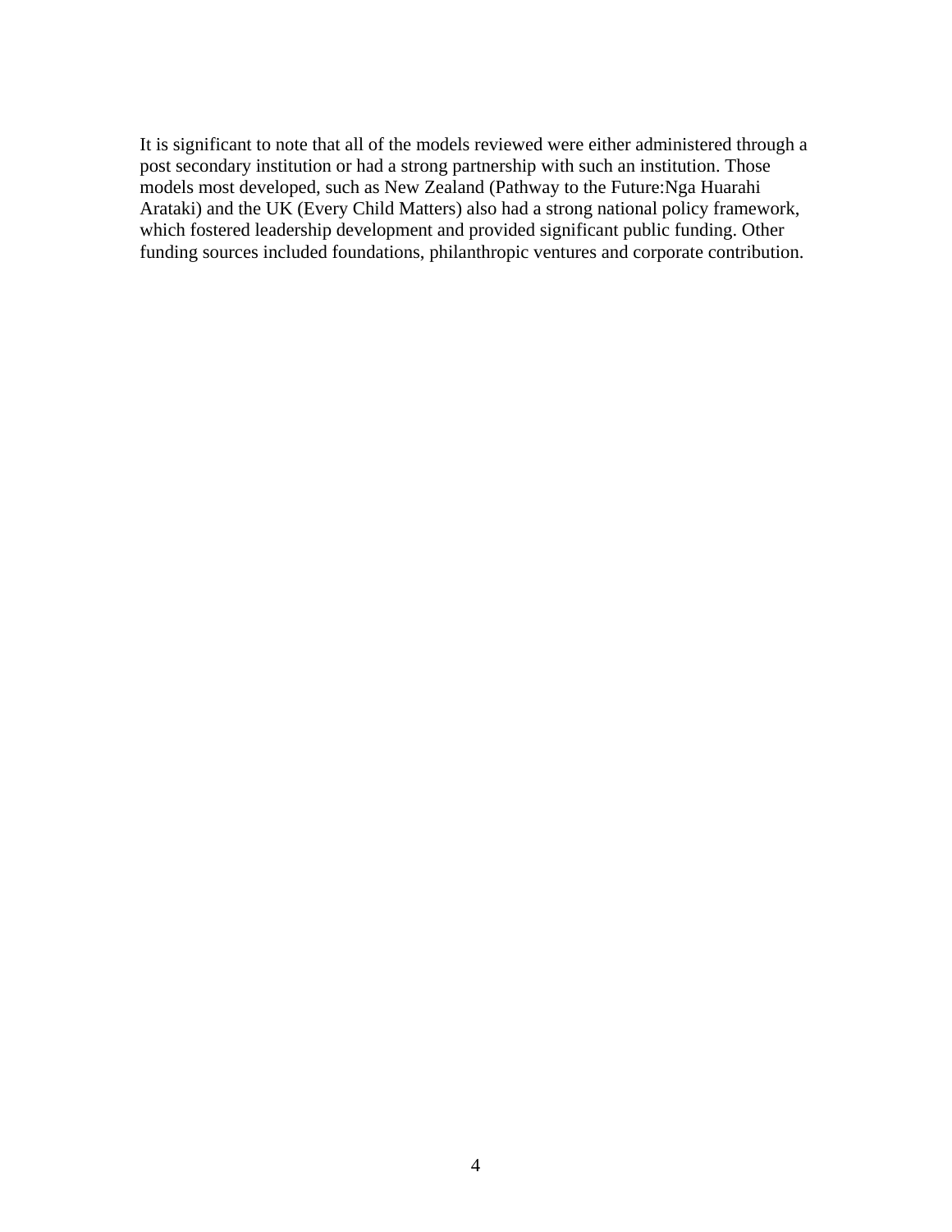It is significant to note that all of the models reviewed were either administered through a post secondary institution or had a strong partnership with such an institution. Those models most developed, such as New Zealand (Pathway to the Future:Nga Huarahi Arataki) and the UK (Every Child Matters) also had a strong national policy framework, which fostered leadership development and provided significant public funding. Other funding sources included foundations, philanthropic ventures and corporate contribution.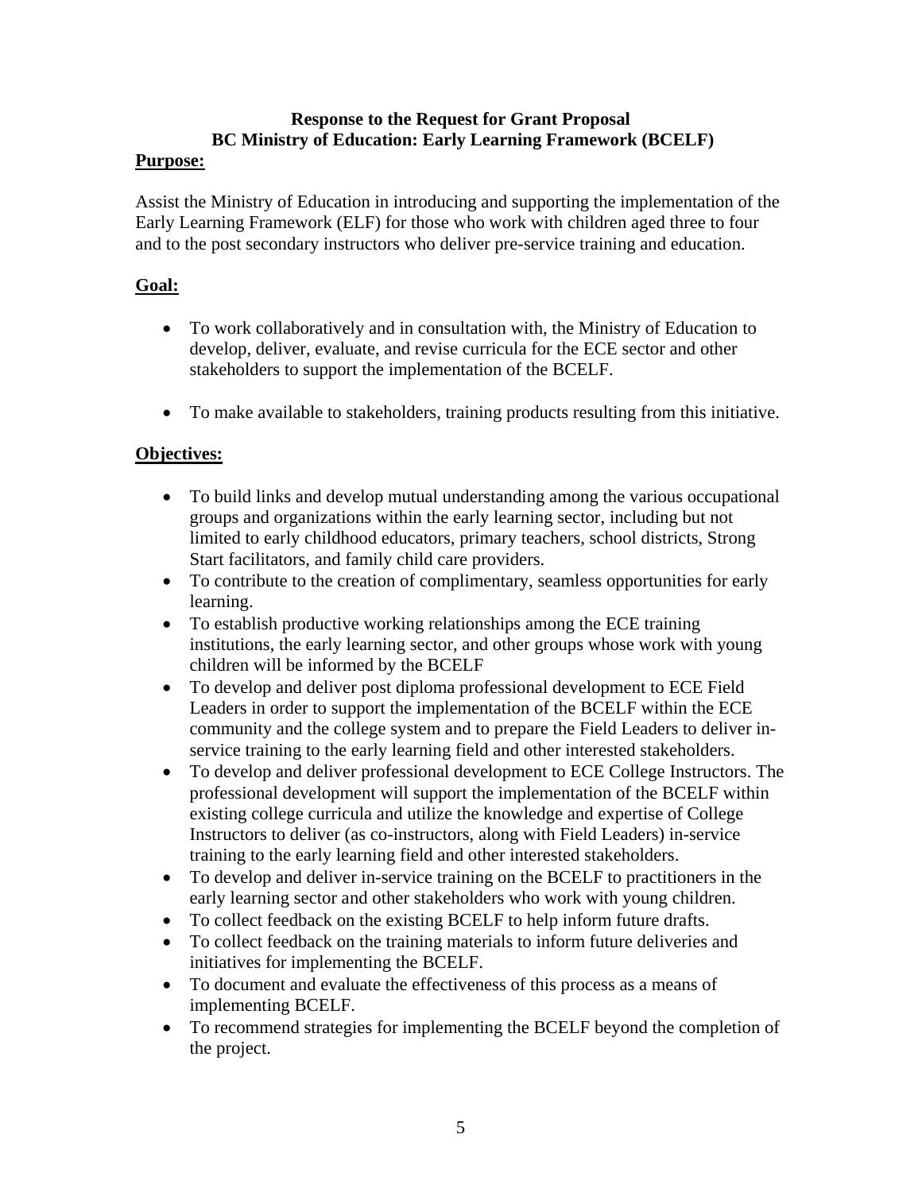**Response to the Request for Grant Proposal**
**BC Ministry of Education: Early Learning Framework (BCELF)**

**Purpose:**

Assist the Ministry of Education in introducing and supporting the implementation of the Early Learning Framework (ELF) for those who work with children aged three to four and to the post secondary instructors who deliver pre-service training and education.

**Goal:**

- To work collaboratively and in consultation with, the Ministry of Education to develop, deliver, evaluate, and revise curricula for the ECE sector and other stakeholders to support the implementation of the BCELF.
- To make available to stakeholders, training products resulting from this initiative.

**Objectives:**

- To build links and develop mutual understanding among the various occupational groups and organizations within the early learning sector, including but not limited to early childhood educators, primary teachers, school districts, Strong Start facilitators, and family child care providers.
- To contribute to the creation of complimentary, seamless opportunities for early learning.
- To establish productive working relationships among the ECE training institutions, the early learning sector, and other groups whose work with young children will be informed by the BCELF
- To develop and deliver post diploma professional development to ECE Field Leaders in order to support the implementation of the BCELF within the ECE community and the college system and to prepare the Field Leaders to deliver in-service training to the early learning field and other interested stakeholders.
- To develop and deliver professional development to ECE College Instructors. The professional development will support the implementation of the BCELF within existing college curricula and utilize the knowledge and expertise of College Instructors to deliver (as co-instructors, along with Field Leaders) in-service training to the early learning field and other interested stakeholders.
- To develop and deliver in-service training on the BCELF to practitioners in the early learning sector and other stakeholders who work with young children.
- To collect feedback on the existing BCELF to help inform future drafts.
- To collect feedback on the training materials to inform future deliveries and initiatives for implementing the BCELF.
- To document and evaluate the effectiveness of this process as a means of implementing BCELF.
- To recommend strategies for implementing the BCELF beyond the completion of the project.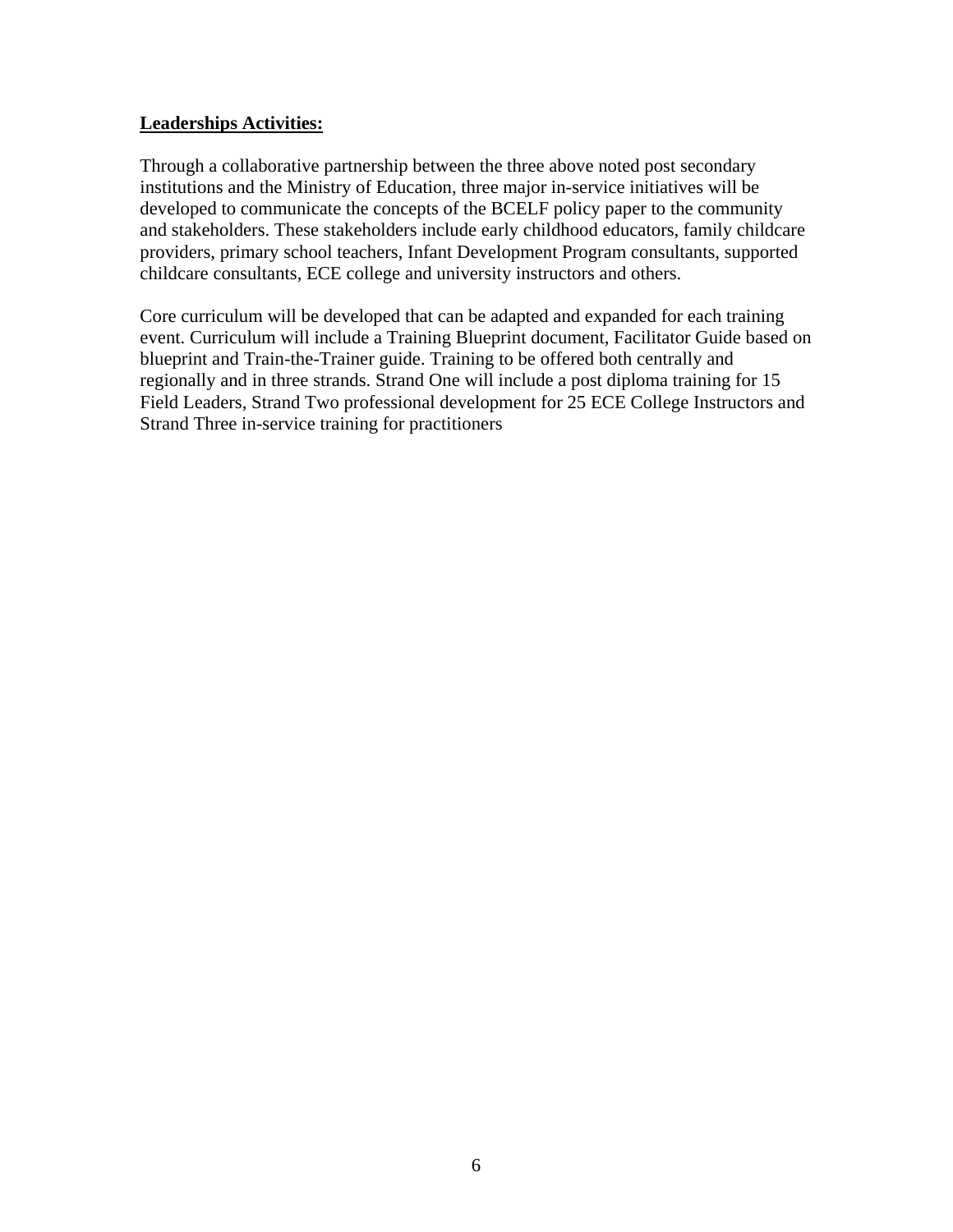**Leaderships Activities:**

Through a collaborative partnership between the three above noted post secondary institutions and the Ministry of Education, three major in-service initiatives will be developed to communicate the concepts of the BCELF policy paper to the community and stakeholders. These stakeholders include early childhood educators, family childcare providers, primary school teachers, Infant Development Program consultants, supported childcare consultants, ECE college and university instructors and others.

Core curriculum will be developed that can be adapted and expanded for each training event. Curriculum will include a Training Blueprint document, Facilitator Guide based on blueprint and Train-the-Trainer guide. Training to be offered both centrally and regionally and in three strands. Strand One will include a post diploma training for 15 Field Leaders, Strand Two professional development for 25 ECE College Instructors and Strand Three in-service training for practitioners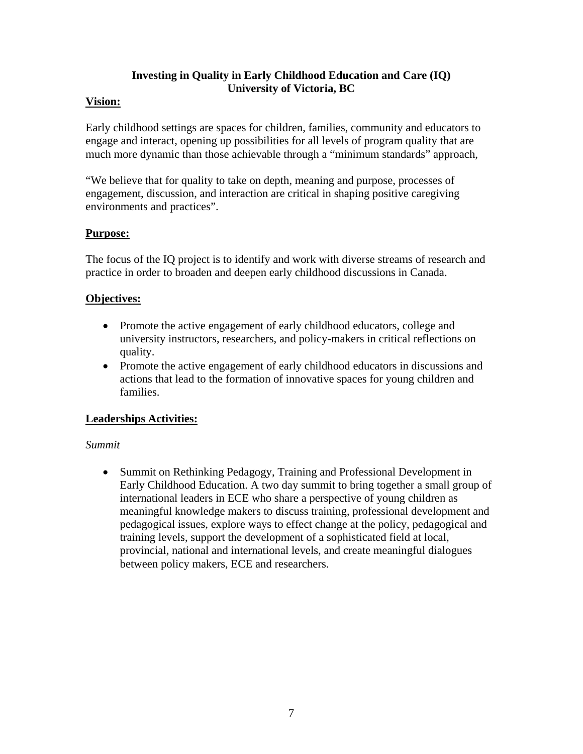**Investing in Quality in Early Childhood Education and Care (IQ)**
**University of Victoria, BC**

**<u>Vision:</u>**

Early childhood settings are spaces for children, families, community and educators to engage and interact, opening up possibilities for all levels of program quality that are much more dynamic than those achievable through a "minimum standards" approach,

"We believe that for quality to take on depth, meaning and purpose, processes of engagement, discussion, and interaction are critical in shaping positive caregiving environments and practices".

**<u>Purpose:</u>**

The focus of the IQ project is to identify and work with diverse streams of research and practice in order to broaden and deepen early childhood discussions in Canada.

**<u>Objectives:</u>**

- Promote the active engagement of early childhood educators, college and university instructors, researchers, and policy-makers in critical reflections on quality.
- Promote the active engagement of early childhood educators in discussions and actions that lead to the formation of innovative spaces for young children and families.

**<u>Leaderships Activities:</u>**

*Summit*

- Summit on Rethinking Pedagogy, Training and Professional Development in Early Childhood Education. A two day summit to bring together a small group of international leaders in ECE who share a perspective of young children as meaningful knowledge makers to discuss training, professional development and pedagogical issues, explore ways to effect change at the policy, pedagogical and training levels, support the development of a sophisticated field at local, provincial, national and international levels, and create meaningful dialogues between policy makers, ECE and researchers.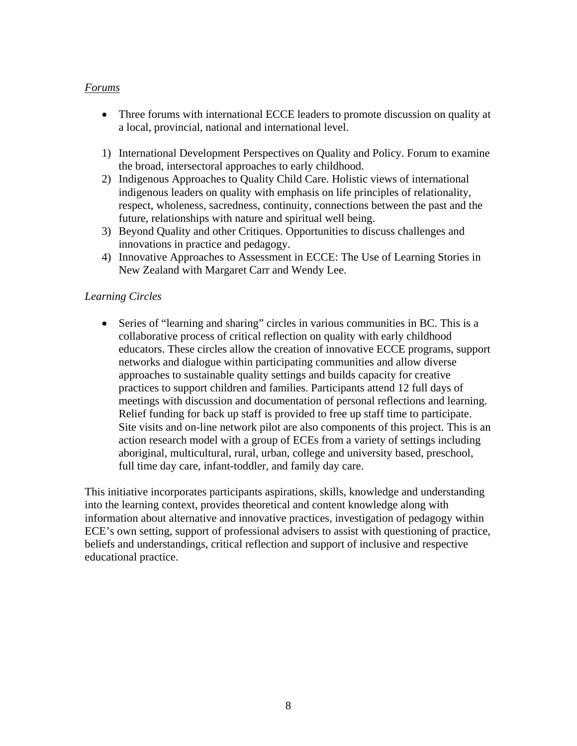*<u>Forums</u>*

- Three forums with international ECCE leaders to promote discussion on quality at a local, provincial, national and international level.

1) International Development Perspectives on Quality and Policy. Forum to examine the broad, intersectoral approaches to early childhood.
2) Indigenous Approaches to Quality Child Care. Holistic views of international indigenous leaders on quality with emphasis on life principles of relationality, respect, wholeness, sacredness, continuity, connections between the past and the future, relationships with nature and spiritual well being.
3) Beyond Quality and other Critiques. Opportunities to discuss challenges and innovations in practice and pedagogy.
4) Innovative Approaches to Assessment in ECCE: The Use of Learning Stories in New Zealand with Margaret Carr and Wendy Lee.

*Learning Circles*

- Series of "learning and sharing" circles in various communities in BC. This is a collaborative process of critical reflection on quality with early childhood educators. These circles allow the creation of innovative ECCE programs, support networks and dialogue within participating communities and allow diverse approaches to sustainable quality settings and builds capacity for creative practices to support children and families. Participants attend 12 full days of meetings with discussion and documentation of personal reflections and learning. Relief funding for back up staff is provided to free up staff time to participate. Site visits and on-line network pilot are also components of this project. This is an action research model with a group of ECEs from a variety of settings including aboriginal, multicultural, rural, urban, college and university based, preschool, full time day care, infant-toddler, and family day care.

This initiative incorporates participants aspirations, skills, knowledge and understanding into the learning context, provides theoretical and content knowledge along with information about alternative and innovative practices, investigation of pedagogy within ECE's own setting, support of professional advisers to assist with questioning of practice, beliefs and understandings, critical reflection and support of inclusive and respective educational practice.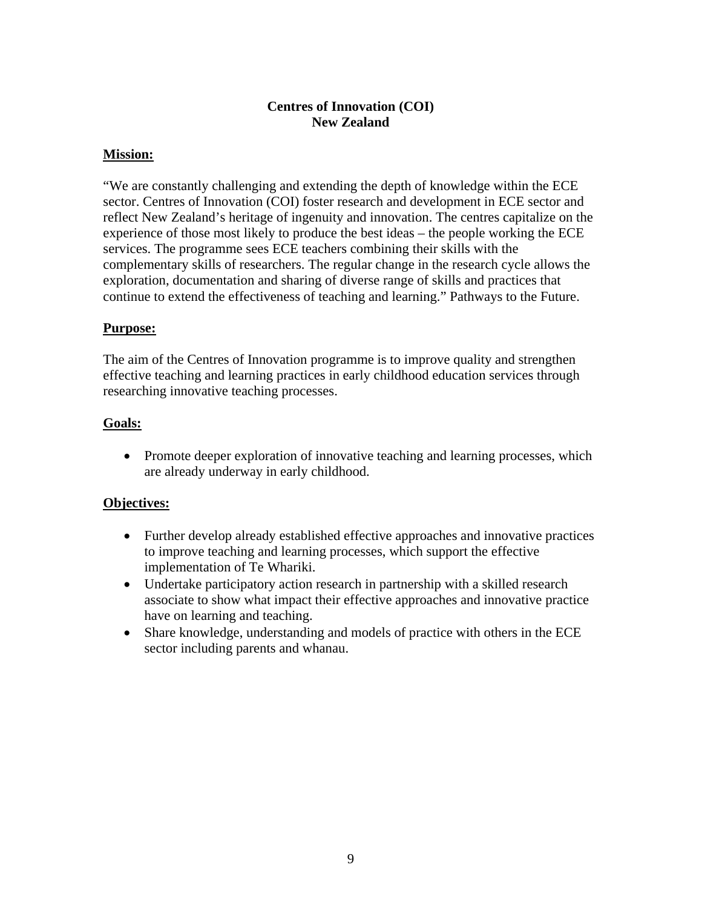# Centres of Innovation (COI)
# New Zealand

**Mission:**

"We are constantly challenging and extending the depth of knowledge within the ECE sector. Centres of Innovation (COI) foster research and development in ECE sector and reflect New Zealand's heritage of ingenuity and innovation. The centres capitalize on the experience of those most likely to produce the best ideas – the people working the ECE services. The programme sees ECE teachers combining their skills with the complementary skills of researchers. The regular change in the research cycle allows the exploration, documentation and sharing of diverse range of skills and practices that continue to extend the effectiveness of teaching and learning." Pathways to the Future.

**Purpose:**

The aim of the Centres of Innovation programme is to improve quality and strengthen effective teaching and learning practices in early childhood education services through researching innovative teaching processes.

**Goals:**

- Promote deeper exploration of innovative teaching and learning processes, which are already underway in early childhood.

**Objectives:**

- Further develop already established effective approaches and innovative practices to improve teaching and learning processes, which support the effective implementation of Te Whariki.
- Undertake participatory action research in partnership with a skilled research associate to show what impact their effective approaches and innovative practice have on learning and teaching.
- Share knowledge, understanding and models of practice with others in the ECE sector including parents and whanau.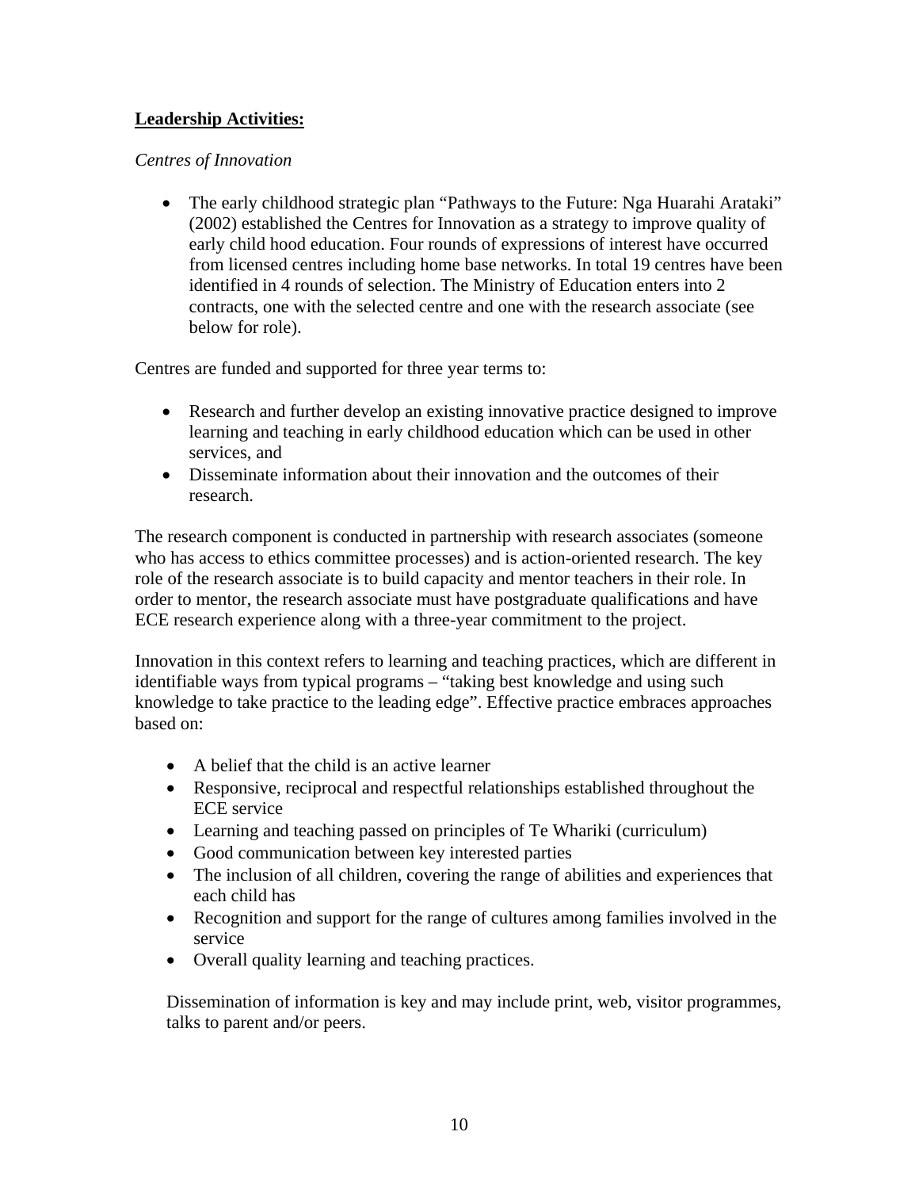**Leadership Activities:**

*Centres of Innovation*

- The early childhood strategic plan "Pathways to the Future: Nga Huarahi Arataki" (2002) established the Centres for Innovation as a strategy to improve quality of early child hood education. Four rounds of expressions of interest have occurred from licensed centres including home base networks. In total 19 centres have been identified in 4 rounds of selection. The Ministry of Education enters into 2 contracts, one with the selected centre and one with the research associate (see below for role).

Centres are funded and supported for three year terms to:

- Research and further develop an existing innovative practice designed to improve learning and teaching in early childhood education which can be used in other services, and
- Disseminate information about their innovation and the outcomes of their research.

The research component is conducted in partnership with research associates (someone who has access to ethics committee processes) and is action-oriented research. The key role of the research associate is to build capacity and mentor teachers in their role. In order to mentor, the research associate must have postgraduate qualifications and have ECE research experience along with a three-year commitment to the project.

Innovation in this context refers to learning and teaching practices, which are different in identifiable ways from typical programs – "taking best knowledge and using such knowledge to take practice to the leading edge". Effective practice embraces approaches based on:

- A belief that the child is an active learner
- Responsive, reciprocal and respectful relationships established throughout the ECE service
- Learning and teaching passed on principles of Te Whariki (curriculum)
- Good communication between key interested parties
- The inclusion of all children, covering the range of abilities and experiences that each child has
- Recognition and support for the range of cultures among families involved in the service
- Overall quality learning and teaching practices.

Dissemination of information is key and may include print, web, visitor programmes, talks to parent and/or peers.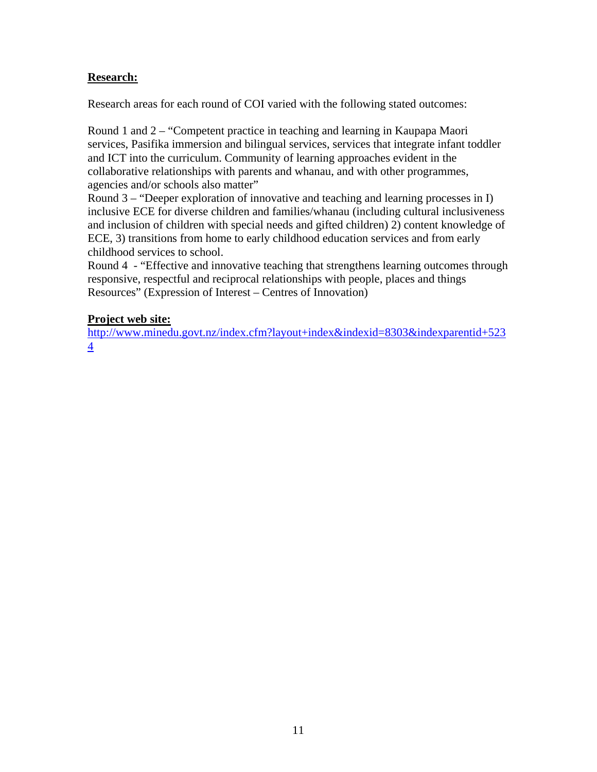**Research:**

Research areas for each round of COI varied with the following stated outcomes:

Round 1 and 2 – "Competent practice in teaching and learning in Kaupapa Maori services, Pasifika immersion and bilingual services, services that integrate infant toddler and ICT into the curriculum. Community of learning approaches evident in the collaborative relationships with parents and whanau, and with other programmes, agencies and/or schools also matter"
Round 3 – "Deeper exploration of innovative and teaching and learning processes in I) inclusive ECE for diverse children and families/whanau (including cultural inclusiveness and inclusion of children with special needs and gifted children) 2) content knowledge of ECE, 3) transitions from home to early childhood education services and from early childhood services to school.
Round 4 - "Effective and innovative teaching that strengthens learning outcomes through responsive, respectful and reciprocal relationships with people, places and things Resources" (Expression of Interest – Centres of Innovation)

**Project web site:**
http://www.minedu.govt.nz/index.cfm?layout+index&indexid=8303&indexparentid+5234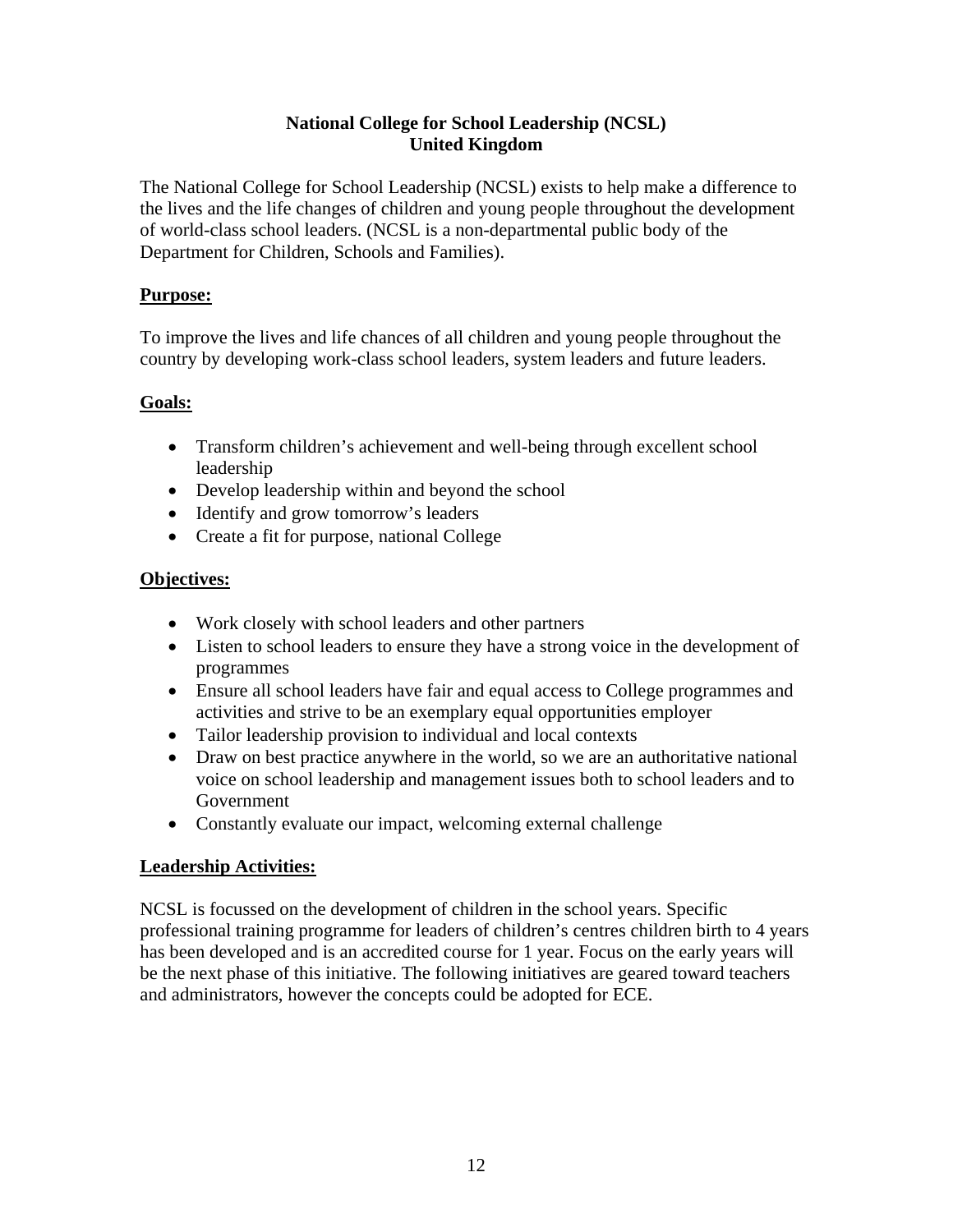**National College for School Leadership (NCSL)**
**United Kingdom**

The National College for School Leadership (NCSL) exists to help make a difference to the lives and the life changes of children and young people throughout the development of world-class school leaders. (NCSL is a non-departmental public body of the Department for Children, Schools and Families).

**Purpose:**

To improve the lives and life chances of all children and young people throughout the country by developing work-class school leaders, system leaders and future leaders.

**Goals:**

- Transform children's achievement and well-being through excellent school leadership
- Develop leadership within and beyond the school
- Identify and grow tomorrow's leaders
- Create a fit for purpose, national College

**Objectives:**

- Work closely with school leaders and other partners
- Listen to school leaders to ensure they have a strong voice in the development of programmes
- Ensure all school leaders have fair and equal access to College programmes and activities and strive to be an exemplary equal opportunities employer
- Tailor leadership provision to individual and local contexts
- Draw on best practice anywhere in the world, so we are an authoritative national voice on school leadership and management issues both to school leaders and to Government
- Constantly evaluate our impact, welcoming external challenge

**Leadership Activities:**

NCSL is focussed on the development of children in the school years. Specific professional training programme for leaders of children's centres children birth to 4 years has been developed and is an accredited course for 1 year. Focus on the early years will be the next phase of this initiative. The following initiatives are geared toward teachers and administrators, however the concepts could be adopted for ECE.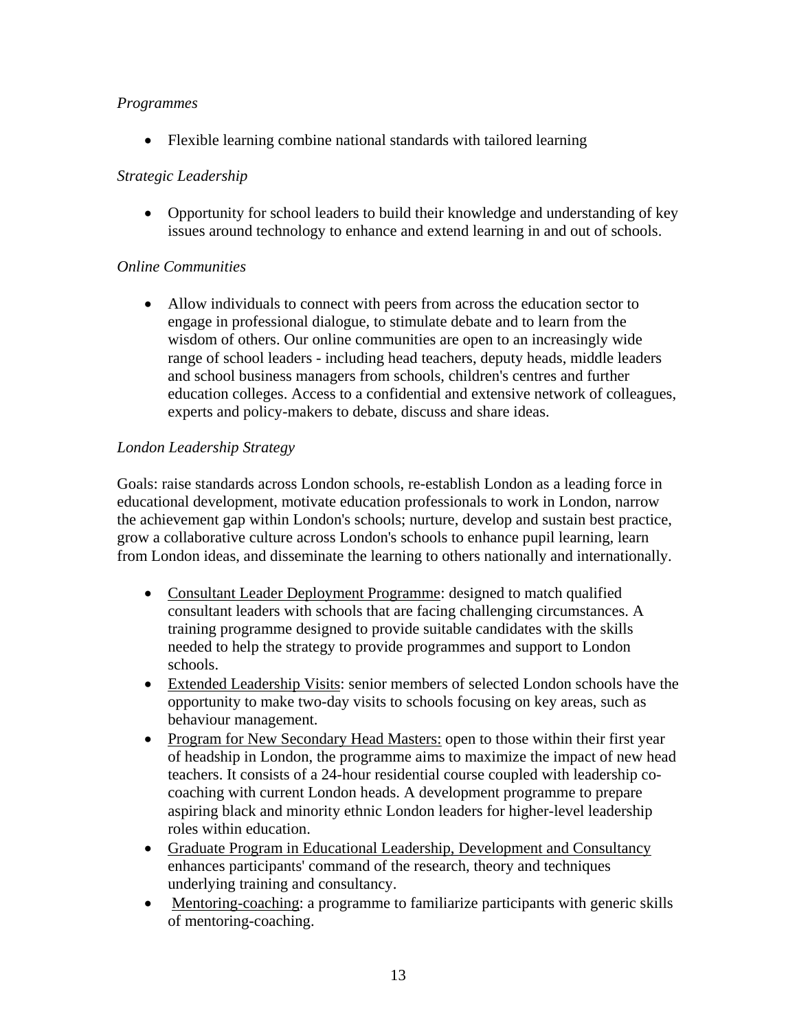*Programmes*

- Flexible learning combine national standards with tailored learning

*Strategic Leadership*

- Opportunity for school leaders to build their knowledge and understanding of key issues around technology to enhance and extend learning in and out of schools.

*Online Communities*

- Allow individuals to connect with peers from across the education sector to engage in professional dialogue, to stimulate debate and to learn from the wisdom of others. Our online communities are open to an increasingly wide range of school leaders - including head teachers, deputy heads, middle leaders and school business managers from schools, children's centres and further education colleges. Access to a confidential and extensive network of colleagues, experts and policy-makers to debate, discuss and share ideas.

*London Leadership Strategy*

Goals: raise standards across London schools, re-establish London as a leading force in educational development, motivate education professionals to work in London, narrow the achievement gap within London's schools; nurture, develop and sustain best practice, grow a collaborative culture across London's schools to enhance pupil learning, learn from London ideas, and disseminate the learning to others nationally and internationally.

- <u>Consultant Leader Deployment Programme</u>: designed to match qualified consultant leaders with schools that are facing challenging circumstances. A training programme designed to provide suitable candidates with the skills needed to help the strategy to provide programmes and support to London schools.
- <u>Extended Leadership Visits</u>: senior members of selected London schools have the opportunity to make two-day visits to schools focusing on key areas, such as behaviour management.
- <u>Program for New Secondary Head Masters:</u> open to those within their first year of headship in London, the programme aims to maximize the impact of new head teachers. It consists of a 24-hour residential course coupled with leadership co-coaching with current London heads. A development programme to prepare aspiring black and minority ethnic London leaders for higher-level leadership roles within education.
- <u>Graduate Program in Educational Leadership, Development and Consultancy</u> enhances participants' command of the research, theory and techniques underlying training and consultancy.
- <u>Mentoring-coaching</u>: a programme to familiarize participants with generic skills of mentoring-coaching.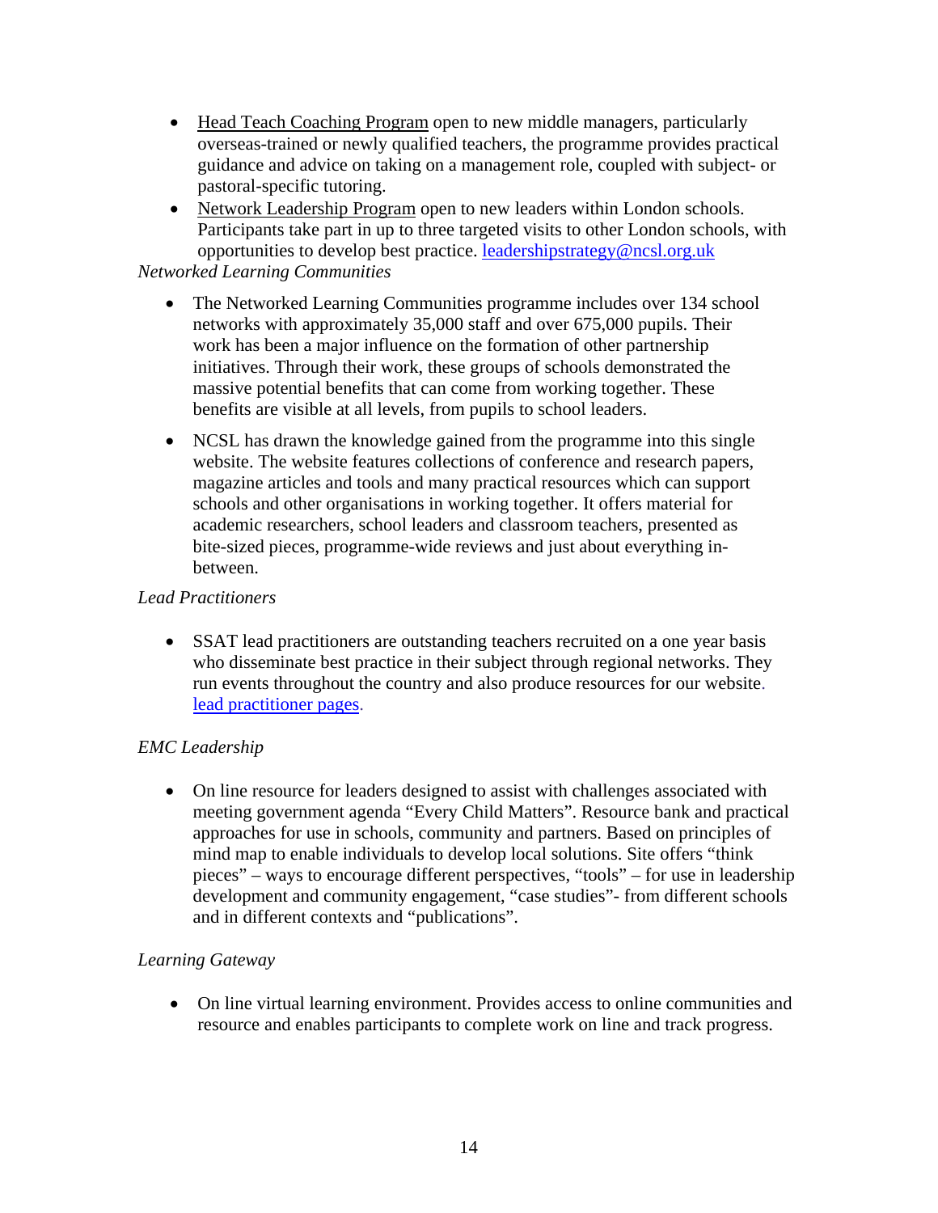- Head Teach Coaching Program open to new middle managers, particularly overseas-trained or newly qualified teachers, the programme provides practical guidance and advice on taking on a management role, coupled with subject- or pastoral-specific tutoring.
- Network Leadership Program open to new leaders within London schools. Participants take part in up to three targeted visits to other London schools, with opportunities to develop best practice. leadershipstrategy@ncsl.org.uk

*Networked Learning Communities*

- The Networked Learning Communities programme includes over 134 school networks with approximately 35,000 staff and over 675,000 pupils. Their work has been a major influence on the formation of other partnership initiatives. Through their work, these groups of schools demonstrated the massive potential benefits that can come from working together. These benefits are visible at all levels, from pupils to school leaders.

- NCSL has drawn the knowledge gained from the programme into this single website. The website features collections of conference and research papers, magazine articles and tools and many practical resources which can support schools and other organisations in working together. It offers material for academic researchers, school leaders and classroom teachers, presented as bite-sized pieces, programme-wide reviews and just about everything in-between.

*Lead Practitioners*

- SSAT lead practitioners are outstanding teachers recruited on a one year basis who disseminate best practice in their subject through regional networks. They run events throughout the country and also produce resources for our website. lead practitioner pages.

*EMC Leadership*

- On line resource for leaders designed to assist with challenges associated with meeting government agenda "Every Child Matters". Resource bank and practical approaches for use in schools, community and partners. Based on principles of mind map to enable individuals to develop local solutions. Site offers "think pieces" – ways to encourage different perspectives, "tools" – for use in leadership development and community engagement, "case studies"- from different schools and in different contexts and "publications".

*Learning Gateway*

- On line virtual learning environment. Provides access to online communities and resource and enables participants to complete work on line and track progress.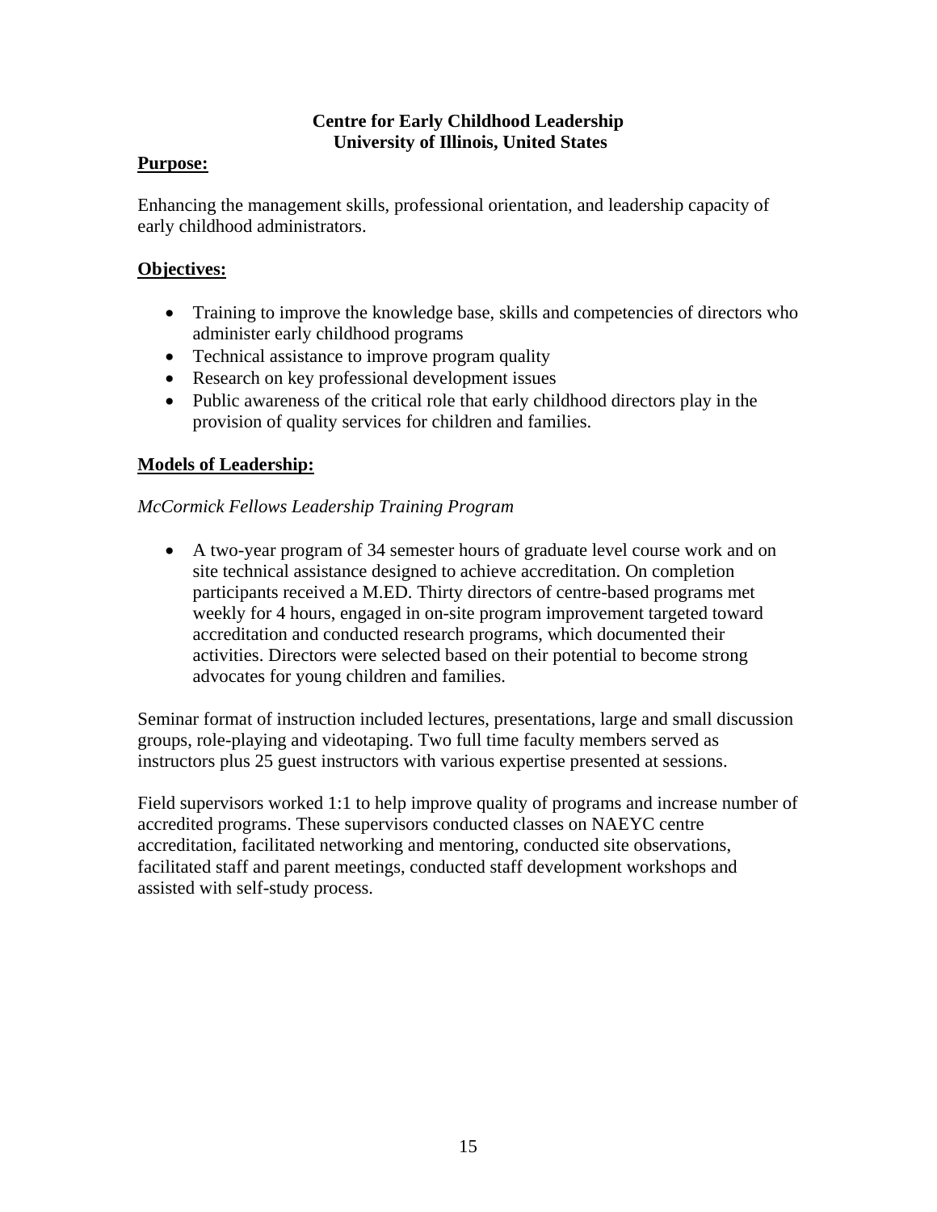**Centre for Early Childhood Leadership**
**University of Illinois, United States**

**Purpose:**

Enhancing the management skills, professional orientation, and leadership capacity of early childhood administrators.

**Objectives:**

- Training to improve the knowledge base, skills and competencies of directors who administer early childhood programs
- Technical assistance to improve program quality
- Research on key professional development issues
- Public awareness of the critical role that early childhood directors play in the provision of quality services for children and families.

**Models of Leadership:**

*McCormick Fellows Leadership Training Program*

- A two-year program of 34 semester hours of graduate level course work and on site technical assistance designed to achieve accreditation. On completion participants received a M.ED. Thirty directors of centre-based programs met weekly for 4 hours, engaged in on-site program improvement targeted toward accreditation and conducted research programs, which documented their activities. Directors were selected based on their potential to become strong advocates for young children and families.

Seminar format of instruction included lectures, presentations, large and small discussion groups, role-playing and videotaping. Two full time faculty members served as instructors plus 25 guest instructors with various expertise presented at sessions.

Field supervisors worked 1:1 to help improve quality of programs and increase number of accredited programs. These supervisors conducted classes on NAEYC centre accreditation, facilitated networking and mentoring, conducted site observations, facilitated staff and parent meetings, conducted staff development workshops and assisted with self-study process.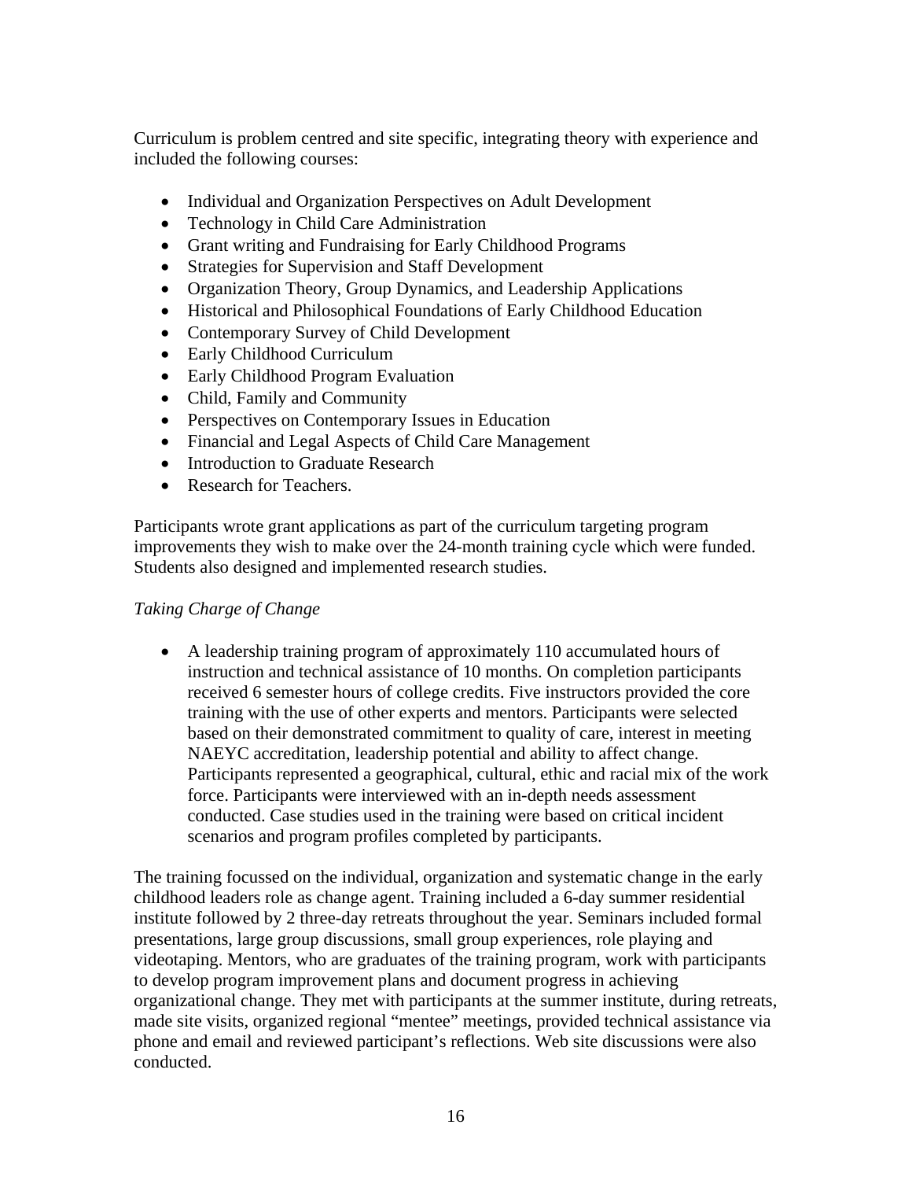Curriculum is problem centred and site specific, integrating theory with experience and included the following courses:

- Individual and Organization Perspectives on Adult Development
- Technology in Child Care Administration
- Grant writing and Fundraising for Early Childhood Programs
- Strategies for Supervision and Staff Development
- Organization Theory, Group Dynamics, and Leadership Applications
- Historical and Philosophical Foundations of Early Childhood Education
- Contemporary Survey of Child Development
- Early Childhood Curriculum
- Early Childhood Program Evaluation
- Child, Family and Community
- Perspectives on Contemporary Issues in Education
- Financial and Legal Aspects of Child Care Management
- Introduction to Graduate Research
- Research for Teachers.

Participants wrote grant applications as part of the curriculum targeting program improvements they wish to make over the 24-month training cycle which were funded. Students also designed and implemented research studies.

*Taking Charge of Change*

- A leadership training program of approximately 110 accumulated hours of instruction and technical assistance of 10 months. On completion participants received 6 semester hours of college credits. Five instructors provided the core training with the use of other experts and mentors. Participants were selected based on their demonstrated commitment to quality of care, interest in meeting NAEYC accreditation, leadership potential and ability to affect change. Participants represented a geographical, cultural, ethic and racial mix of the work force. Participants were interviewed with an in-depth needs assessment conducted. Case studies used in the training were based on critical incident scenarios and program profiles completed by participants.

The training focussed on the individual, organization and systematic change in the early childhood leaders role as change agent. Training included a 6-day summer residential institute followed by 2 three-day retreats throughout the year. Seminars included formal presentations, large group discussions, small group experiences, role playing and videotaping. Mentors, who are graduates of the training program, work with participants to develop program improvement plans and document progress in achieving organizational change. They met with participants at the summer institute, during retreats, made site visits, organized regional "mentee" meetings, provided technical assistance via phone and email and reviewed participant's reflections. Web site discussions were also conducted.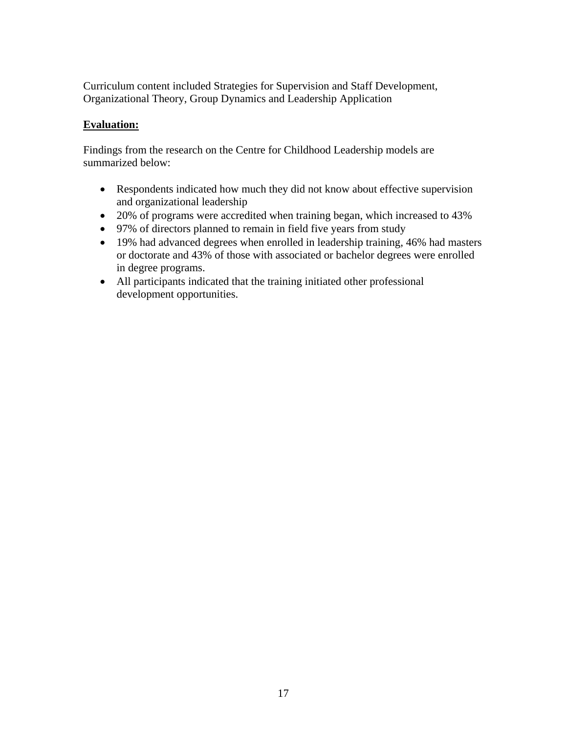Curriculum content included Strategies for Supervision and Staff Development, Organizational Theory, Group Dynamics and Leadership Application

**Evaluation:**

Findings from the research on the Centre for Childhood Leadership models are summarized below:

- Respondents indicated how much they did not know about effective supervision and organizational leadership
- 20% of programs were accredited when training began, which increased to 43%
- 97% of directors planned to remain in field five years from study
- 19% had advanced degrees when enrolled in leadership training, 46% had masters or doctorate and 43% of those with associated or bachelor degrees were enrolled in degree programs.
- All participants indicated that the training initiated other professional development opportunities.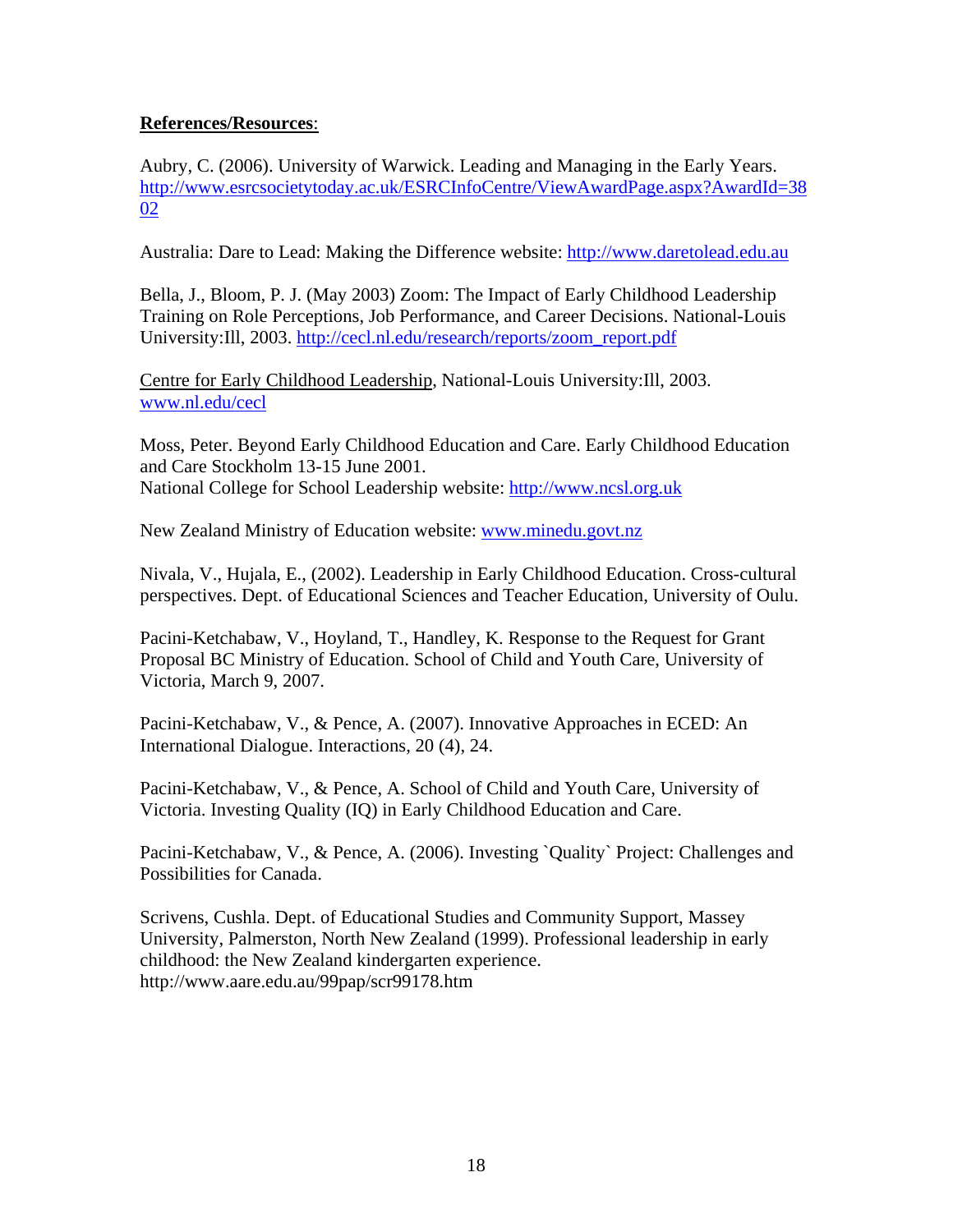**References/Resources**:

Aubry, C. (2006). University of Warwick. Leading and Managing in the Early Years. http://www.esrcsocietytoday.ac.uk/ESRCInfoCentre/ViewAwardPage.aspx?AwardId=3802

Australia: Dare to Lead: Making the Difference website: http://www.daretolead.edu.au

Bella, J., Bloom, P. J. (May 2003) Zoom: The Impact of Early Childhood Leadership Training on Role Perceptions, Job Performance, and Career Decisions. National-Louis University:Ill, 2003. http://cecl.nl.edu/research/reports/zoom_report.pdf

Centre for Early Childhood Leadership, National-Louis University:Ill, 2003. www.nl.edu/cecl

Moss, Peter. Beyond Early Childhood Education and Care. Early Childhood Education and Care Stockholm 13-15 June 2001.
National College for School Leadership website: http://www.ncsl.org.uk

New Zealand Ministry of Education website: www.minedu.govt.nz

Nivala, V., Hujala, E., (2002). Leadership in Early Childhood Education. Cross-cultural perspectives. Dept. of Educational Sciences and Teacher Education, University of Oulu.

Pacini-Ketchabaw, V., Hoyland, T., Handley, K. Response to the Request for Grant Proposal BC Ministry of Education. School of Child and Youth Care, University of Victoria, March 9, 2007.

Pacini-Ketchabaw, V., & Pence, A. (2007). Innovative Approaches in ECED: An International Dialogue. Interactions, 20 (4), 24.

Pacini-Ketchabaw, V., & Pence, A. School of Child and Youth Care, University of Victoria. Investing Quality (IQ) in Early Childhood Education and Care.

Pacini-Ketchabaw, V., & Pence, A. (2006). Investing `Quality` Project: Challenges and Possibilities for Canada.

Scrivens, Cushla. Dept. of Educational Studies and Community Support, Massey University, Palmerston, North New Zealand (1999). Professional leadership in early childhood: the New Zealand kindergarten experience. http://www.aare.edu.au/99pap/scr99178.htm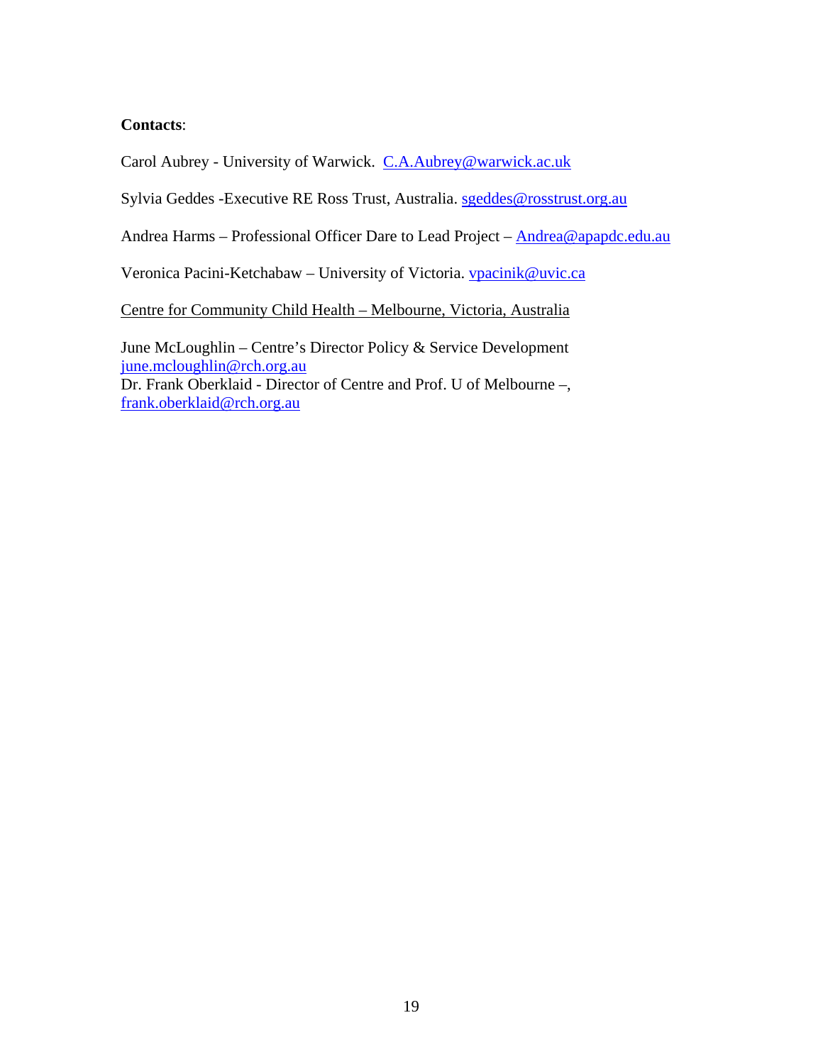**Contacts**:

Carol Aubrey - University of Warwick. C.A.Aubrey@warwick.ac.uk

Sylvia Geddes -Executive RE Ross Trust, Australia. sgeddes@rosstrust.org.au

Andrea Harms – Professional Officer Dare to Lead Project – Andrea@apapdc.edu.au

Veronica Pacini-Ketchabaw – University of Victoria. vpacinik@uvic.ca

Centre for Community Child Health – Melbourne, Victoria, Australia

June McLoughlin – Centre's Director Policy & Service Development
june.mcloughlin@rch.org.au
Dr. Frank Oberklaid - Director of Centre and Prof. U of Melbourne –,
frank.oberklaid@rch.org.au